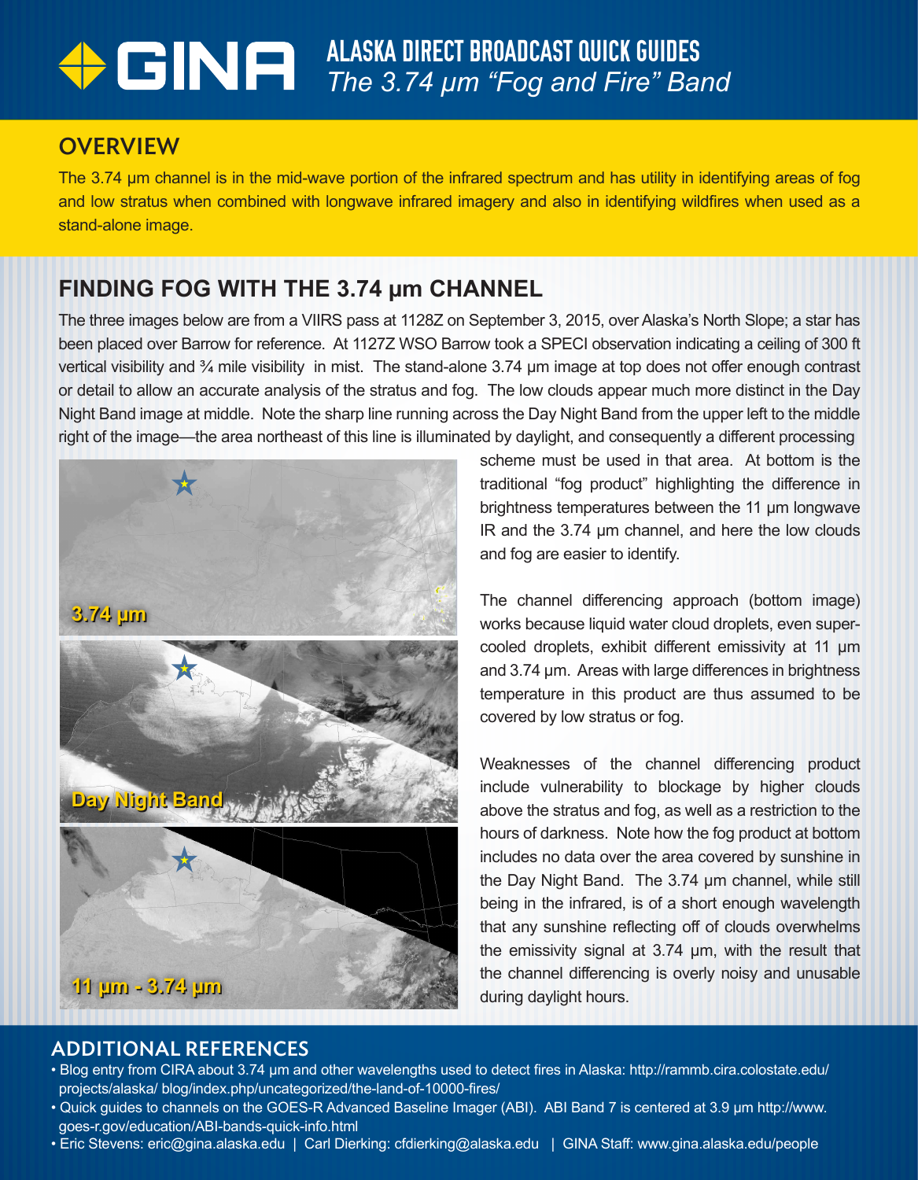# GINA

## ALASKA DIRECT BROADCAST QUICK GUIDES

*The 3.74 µm "Fog and Fire" Band*

## OVERVIEW

The 3.74 µm channel is in the mid-wave portion of the infrared spectrum and has utility in identifying areas of fog and low stratus when combined with longwave infrared imagery and also in identifying wildfires when used as a stand-alone image.

## FINDING FOG WITH THE 3.74 µm CHANNEL

The three images below are from a VIIRS pass at 1128Z on September 3, 2015, over Alaska's North Slope; a star has been placed over Barrow for reference. At 1127Z WSO Barrow took a SPECI observation indicating a ceiling of 300 ft vertical visibility and ¾ mile visibility in mist. The stand-alone 3.74 µm image at top does not offer enough contrast or detail to allow an accurate analysis of the stratus and fog. The low clouds appear much more distinct in the Day Night Band image at middle. Note the sharp line running across the Day Night Band from the upper left to the middle right of the image—the area northeast of this line is illuminated by daylight, and consequently a different processing scheme must be used in that area. At bottom is the traditional "fog product" highlighting the difference in brightness temperatures between the 11 µm longwave IR and the 3.74 µm channel, and here the low clouds and fog are easier to identify.

3.74 µm

Day Night Band

11 µm - 3.74 µm

The channel differencing approach (bottom image) works because liquid water cloud droplets, even supercooled droplets, exhibit different emissivity at 11 µm and 3.74 µm. Areas with large differences in brightness temperature in this product are thus assumed to be covered by low stratus or fog.

Weaknesses of the channel differencing product include vulnerability to blockage by higher clouds above the stratus and fog, as well as a restriction to the hours of darkness. Note how the fog product at bottom includes no data over the area covered by sunshine in the Day Night Band. The 3.74 µm channel, while still being in the infrared, is of a short enough wavelength that any sunshine reflecting off of clouds overwhelms the emissivity signal at 3.74 µm, with the result that the channel differencing is overly noisy and unusable during daylight hours.

## ADDITIONAL REFERENCES

- Blog entry from CIRA about 3.74 µm and other wavelengths used to detect fires in Alaska: http://rammb.cira.colostate.edu/projects/alaska/ blog/index.php/uncategorized/the-land-of-10000-fires/
- Quick guides to channels on the GOES-R Advanced Baseline Imager (ABI). ABI Band 7 is centered at 3.9 µm http://www.goes-r.gov/education/ABI-bands-quick-info.html
- Eric Stevens: eric@gina.alaska.edu | Carl Dierking: cfdierking@alaska.edu | GINA Staff: www.gina.alaska.edu/people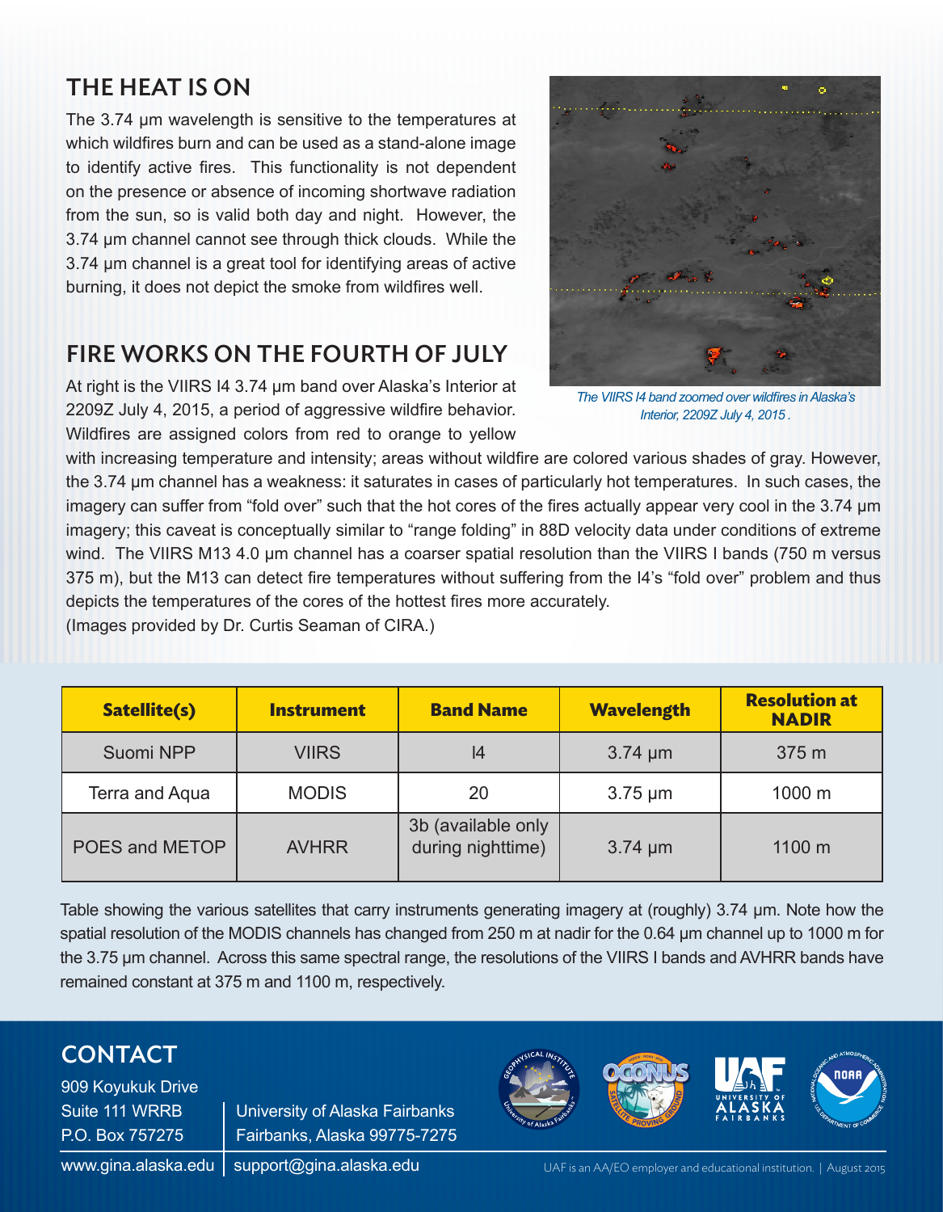## THE HEAT IS ON

The 3.74 µm wavelength is sensitive to the temperatures at which wildfires burn and can be used as a stand-alone image to identify active fires. This functionality is not dependent on the presence or absence of incoming shortwave radiation from the sun, so is valid both day and night. However, the 3.74 µm channel cannot see through thick clouds. While the 3.74 µm channel is a great tool for identifying areas of active burning, it does not depict the smoke from wildfires well.

## FIRE WORKS ON THE FOURTH OF JULY

At right is the VIIRS I4 3.74 µm band over Alaska's Interior at 2209Z July 4, 2015, a period of aggressive wildfire behavior. Wildfires are assigned colors from red to orange to yellow with increasing temperature and intensity; areas without wildfire are colored various shades of gray. However, the 3.74 µm channel has a weakness: it saturates in cases of particularly hot temperatures. In such cases, the imagery can suffer from "fold over" such that the hot cores of the fires actually appear very cool in the 3.74 µm imagery; this caveat is conceptually similar to "range folding" in 88D velocity data under conditions of extreme wind. The VIIRS M13 4.0 µm channel has a coarser spatial resolution than the VIIRS I bands (750 m versus 375 m), but the M13 can detect fire temperatures without suffering from the I4's "fold over" problem and thus depicts the temperatures of the cores of the hottest fires more accurately.
(Images provided by Dr. Curtis Seaman of CIRA.)

*The VIIRS I4 band zoomed over wildfires in Alaska's Interior, 2209Z July 4, 2015 .*

| Satellite(s) | Instrument | Band Name | Wavelength | Resolution at NADIR |
|---|---|---|---|---|
| Suomi NPP | VIIRS | I4 | 3.74 µm | 375 m |
| Terra and Aqua | MODIS | 20 | 3.75 µm | 1000 m |
| POES and METOP | AVHRR | 3b (available only during nighttime) | 3.74 µm | 1100 m |

Table showing the various satellites that carry instruments generating imagery at (roughly) 3.74 µm. Note how the spatial resolution of the MODIS channels has changed from 250 m at nadir for the 0.64 µm channel up to 1000 m for the 3.75 µm channel. Across this same spectral range, the resolutions of the VIIRS I bands and AVHRR bands have remained constant at 375 m and 1100 m, respectively.

## CONTACT

909 Koyukuk Drive
Suite 111 WRRB
P.O. Box 757275

University of Alaska Fairbanks
Fairbanks, Alaska 99775-7275

www.gina.alaska.edu | support@gina.alaska.edu

UAF is an AA/EO employer and educational institution. | August 2015